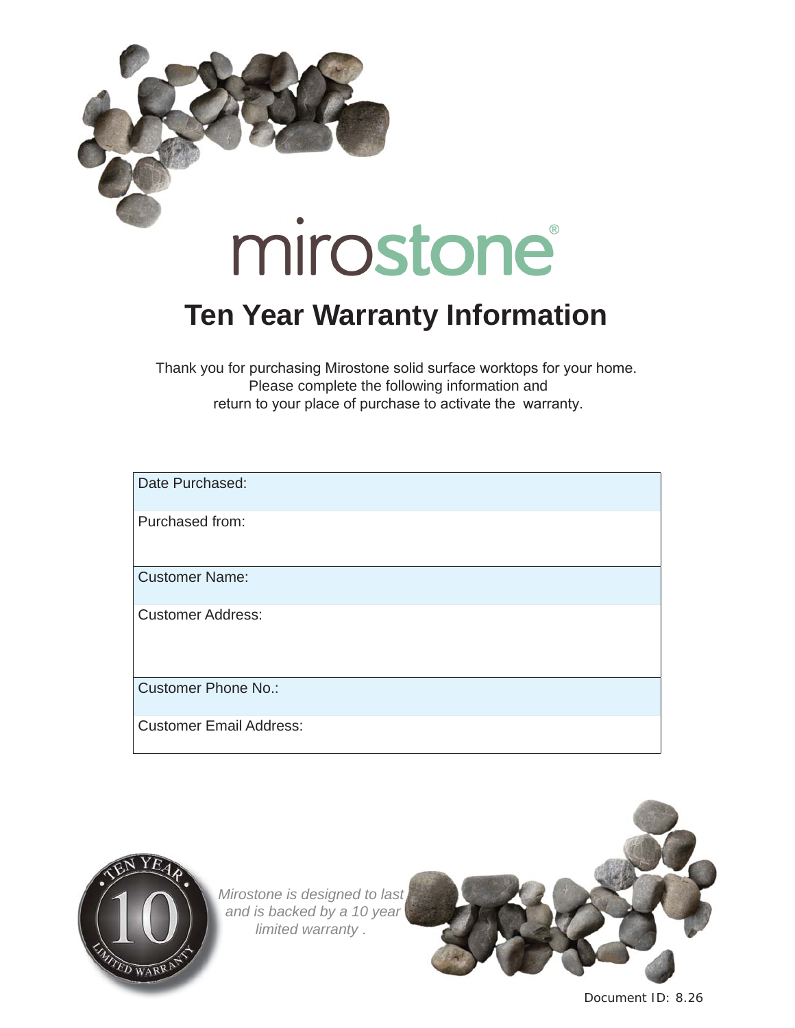# mirostone®

## Ten Year Warranty Information

Thank you for purchasing Mirostone solid surface worktops for your home.
Please complete the following information and
return to your place of purchase to activate the warranty.

| |
|---|
| Date Purchased: |
| Purchased from: |
| Customer Name: |
| Customer Address: |
| Customer Phone No.: |
| Customer Email Address: |

TEN YEAR 10 LIMITED WARRANTY

*Mirostone is designed to last and is backed by a 10 year limited warranty .*

Document ID: 8.26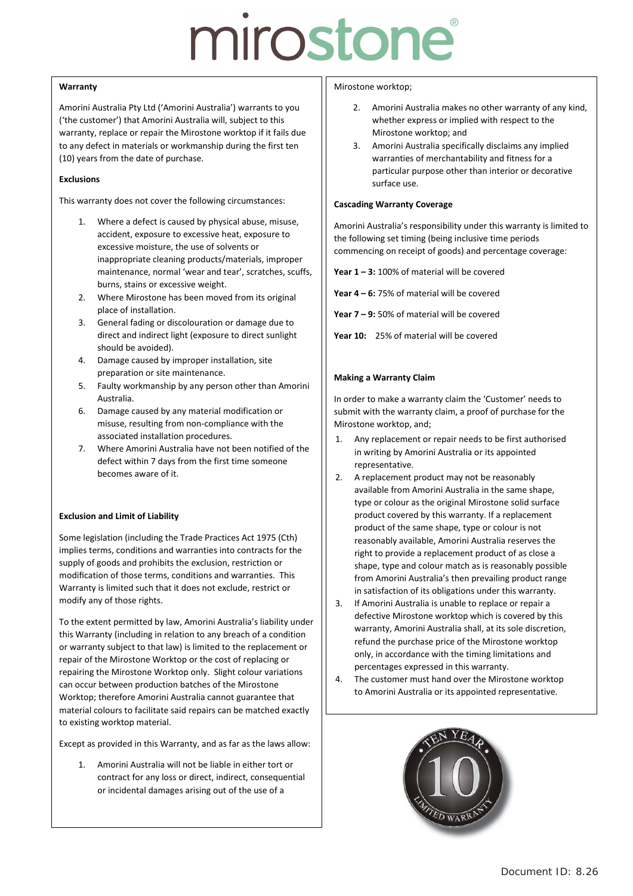# mirostone®

**Warranty**

Amorini Australia Pty Ltd ('Amorini Australia') warrants to you ('the customer') that Amorini Australia will, subject to this warranty, replace or repair the Mirostone worktop if it fails due to any defect in materials or workmanship during the first ten (10) years from the date of purchase.

**Exclusions**

This warranty does not cover the following circumstances:

1. Where a defect is caused by physical abuse, misuse, accident, exposure to excessive heat, exposure to excessive moisture, the use of solvents or inappropriate cleaning products/materials, improper maintenance, normal 'wear and tear', scratches, scuffs, burns, stains or excessive weight.
2. Where Mirostone has been moved from its original place of installation.
3. General fading or discolouration or damage due to direct and indirect light (exposure to direct sunlight should be avoided).
4. Damage caused by improper installation, site preparation or site maintenance.
5. Faulty workmanship by any person other than Amorini Australia.
6. Damage caused by any material modification or misuse, resulting from non-compliance with the associated installation procedures.
7. Where Amorini Australia have not been notified of the defect within 7 days from the first time someone becomes aware of it.

**Exclusion and Limit of Liability**

Some legislation (including the Trade Practices Act 1975 (Cth) implies terms, conditions and warranties into contracts for the supply of goods and prohibits the exclusion, restriction or modification of those terms, conditions and warranties. This Warranty is limited such that it does not exclude, restrict or modify any of those rights.

To the extent permitted by law, Amorini Australia's liability under this Warranty (including in relation to any breach of a condition or warranty subject to that law) is limited to the replacement or repair of the Mirostone Worktop or the cost of replacing or repairing the Mirostone Worktop only. Slight colour variations can occur between production batches of the Mirostone Worktop; therefore Amorini Australia cannot guarantee that material colours to facilitate said repairs can be matched exactly to existing worktop material.

Except as provided in this Warranty, and as far as the laws allow:

1. Amorini Australia will not be liable in either tort or contract for any loss or direct, indirect, consequential or incidental damages arising out of the use of a Mirostone worktop;
2. Amorini Australia makes no other warranty of any kind, whether express or implied with respect to the Mirostone worktop; and
3. Amorini Australia specifically disclaims any implied warranties of merchantability and fitness for a particular purpose other than interior or decorative surface use.

**Cascading Warranty Coverage**

Amorini Australia's responsibility under this warranty is limited to the following set timing (being inclusive time periods commencing on receipt of goods) and percentage coverage:

**Year 1 – 3:** 100% of material will be covered

**Year 4 – 6:** 75% of material will be covered

**Year 7 – 9:** 50% of material will be covered

**Year 10:** 25% of material will be covered

**Making a Warranty Claim**

In order to make a warranty claim the 'Customer' needs to submit with the warranty claim, a proof of purchase for the Mirostone worktop, and;

1. Any replacement or repair needs to be first authorised in writing by Amorini Australia or its appointed representative.
2. A replacement product may not be reasonably available from Amorini Australia in the same shape, type or colour as the original Mirostone solid surface product covered by this warranty. If a replacement product of the same shape, type or colour is not reasonably available, Amorini Australia reserves the right to provide a replacement product of as close a shape, type and colour match as is reasonably possible from Amorini Australia's then prevailing product range in satisfaction of its obligations under this warranty.
3. If Amorini Australia is unable to replace or repair a defective Mirostone worktop which is covered by this warranty, Amorini Australia shall, at its sole discretion, refund the purchase price of the Mirostone worktop only, in accordance with the timing limitations and percentages expressed in this warranty.
4. The customer must hand over the Mirostone worktop to Amorini Australia or its appointed representative.

TEN YEAR 10 LIMITED WARRANTY

Document ID: 8.26